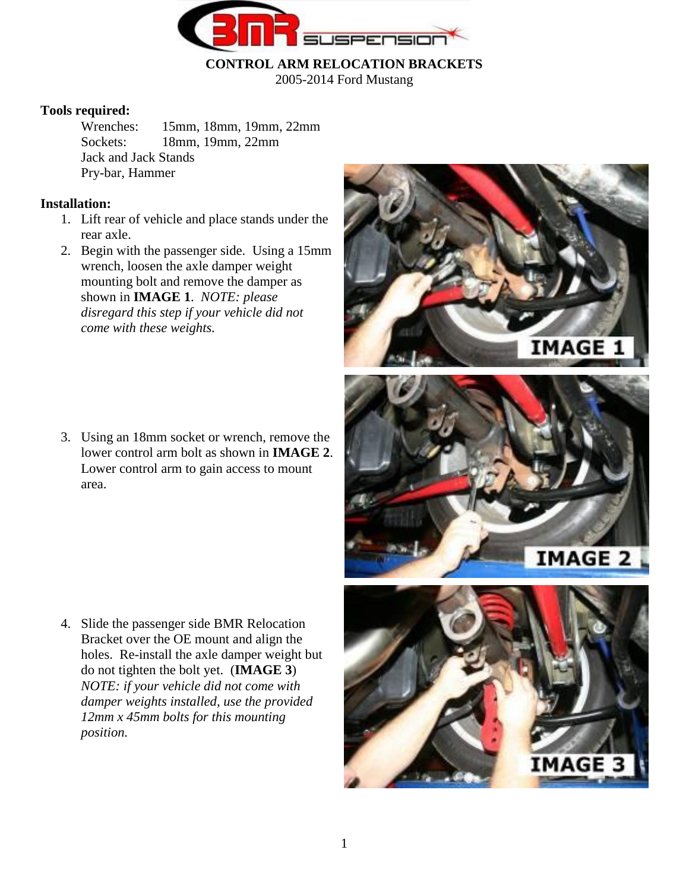**CONTROL ARM RELOCATION BRACKETS**

2005-2014 Ford Mustang

**Tools required:**

Wrenches: 15mm, 18mm, 19mm, 22mm
Sockets: 18mm, 19mm, 22mm
Jack and Jack Stands
Pry-bar, Hammer

**Installation:**

1. Lift rear of vehicle and place stands under the rear axle.
2. Begin with the passenger side. Using a 15mm wrench, loosen the axle damper weight mounting bolt and remove the damper as shown in **IMAGE 1**. *NOTE: please disregard this step if your vehicle did not come with these weights.*
3. Using an 18mm socket or wrench, remove the lower control arm bolt as shown in **IMAGE 2**. Lower control arm to gain access to mount area.
4. Slide the passenger side BMR Relocation Bracket over the OE mount and align the holes. Re-install the axle damper weight but do not tighten the bolt yet. (**IMAGE 3**) *NOTE: if your vehicle did not come with damper weights installed, use the provided 12mm x 45mm bolts for this mounting position.*

IMAGE 1

IMAGE 2

IMAGE 3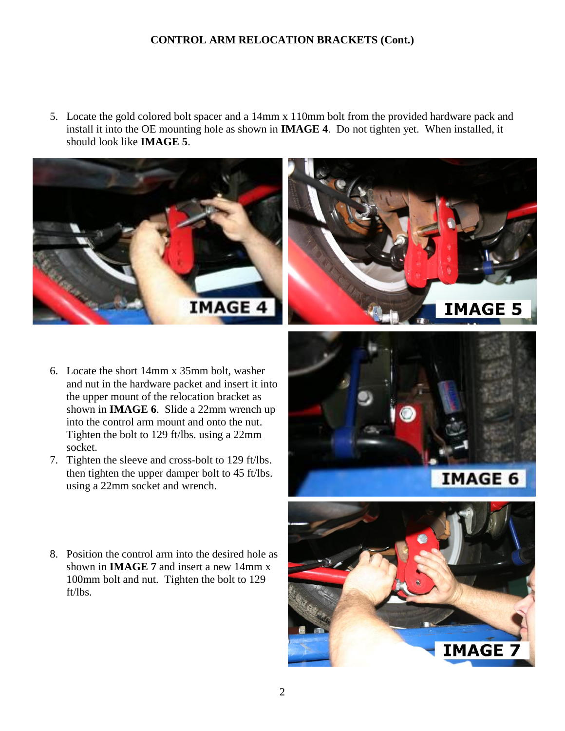## CONTROL ARM RELOCATION BRACKETS (Cont.)

5. Locate the gold colored bolt spacer and a 14mm x 110mm bolt from the provided hardware pack and install it into the OE mounting hole as shown in **IMAGE 4**. Do not tighten yet. When installed, it should look like **IMAGE 5**.

IMAGE 4

IMAGE 5

6. Locate the short 14mm x 35mm bolt, washer and nut in the hardware packet and insert it into the upper mount of the relocation bracket as shown in **IMAGE 6**. Slide a 22mm wrench up into the control arm mount and onto the nut. Tighten the bolt to 129 ft/lbs. using a 22mm socket.
7. Tighten the sleeve and cross-bolt to 129 ft/lbs. then tighten the upper damper bolt to 45 ft/lbs. using a 22mm socket and wrench.

IMAGE 6

8. Position the control arm into the desired hole as shown in **IMAGE 7** and insert a new 14mm x 100mm bolt and nut. Tighten the bolt to 129 ft/lbs.

IMAGE 7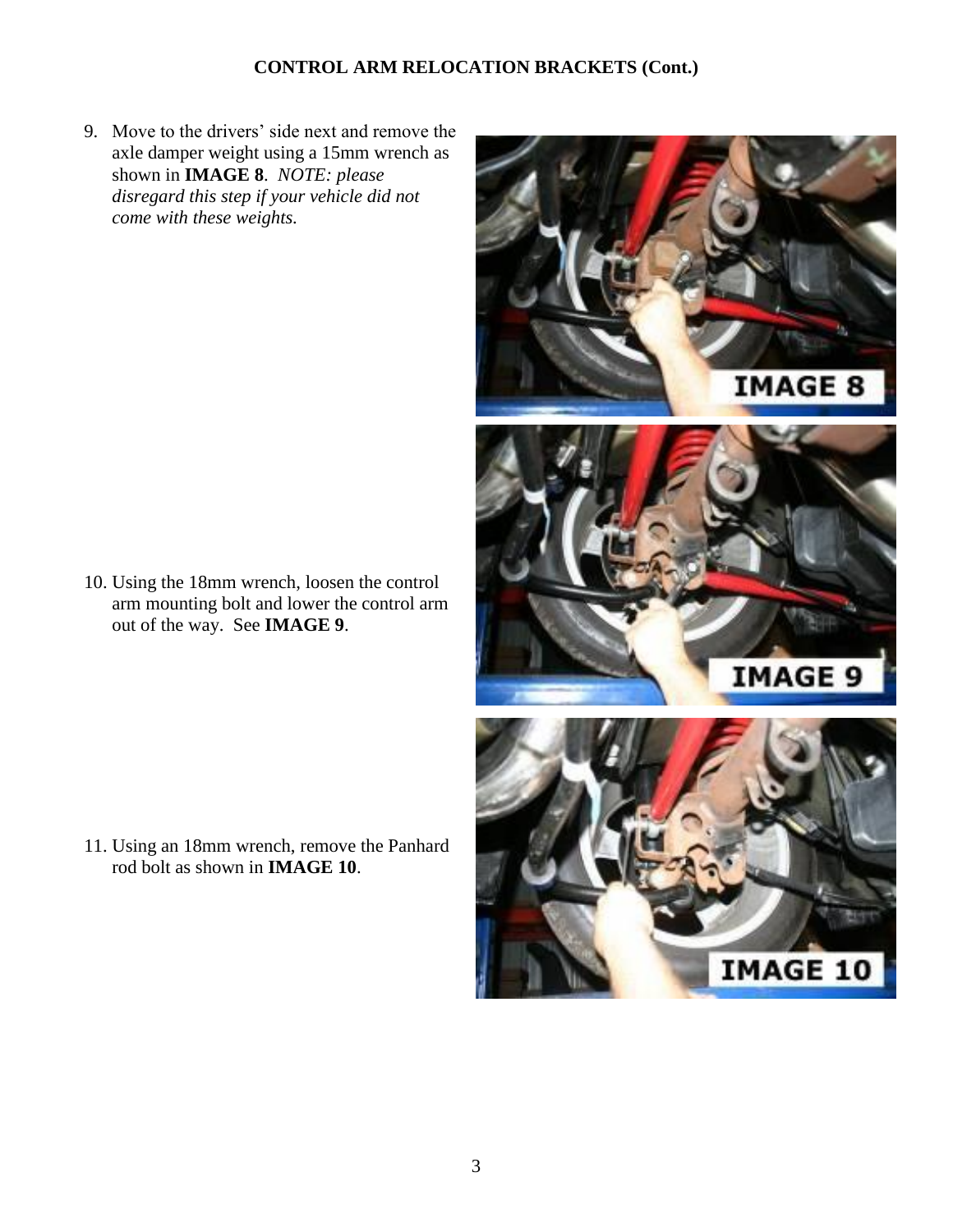## CONTROL ARM RELOCATION BRACKETS (Cont.)

9. Move to the drivers' side next and remove the axle damper weight using a 15mm wrench as shown in **IMAGE 8**. *NOTE: please disregard this step if your vehicle did not come with these weights.*

10. Using the 18mm wrench, loosen the control arm mounting bolt and lower the control arm out of the way. See **IMAGE 9**.

11. Using an 18mm wrench, remove the Panhard rod bolt as shown in **IMAGE 10**.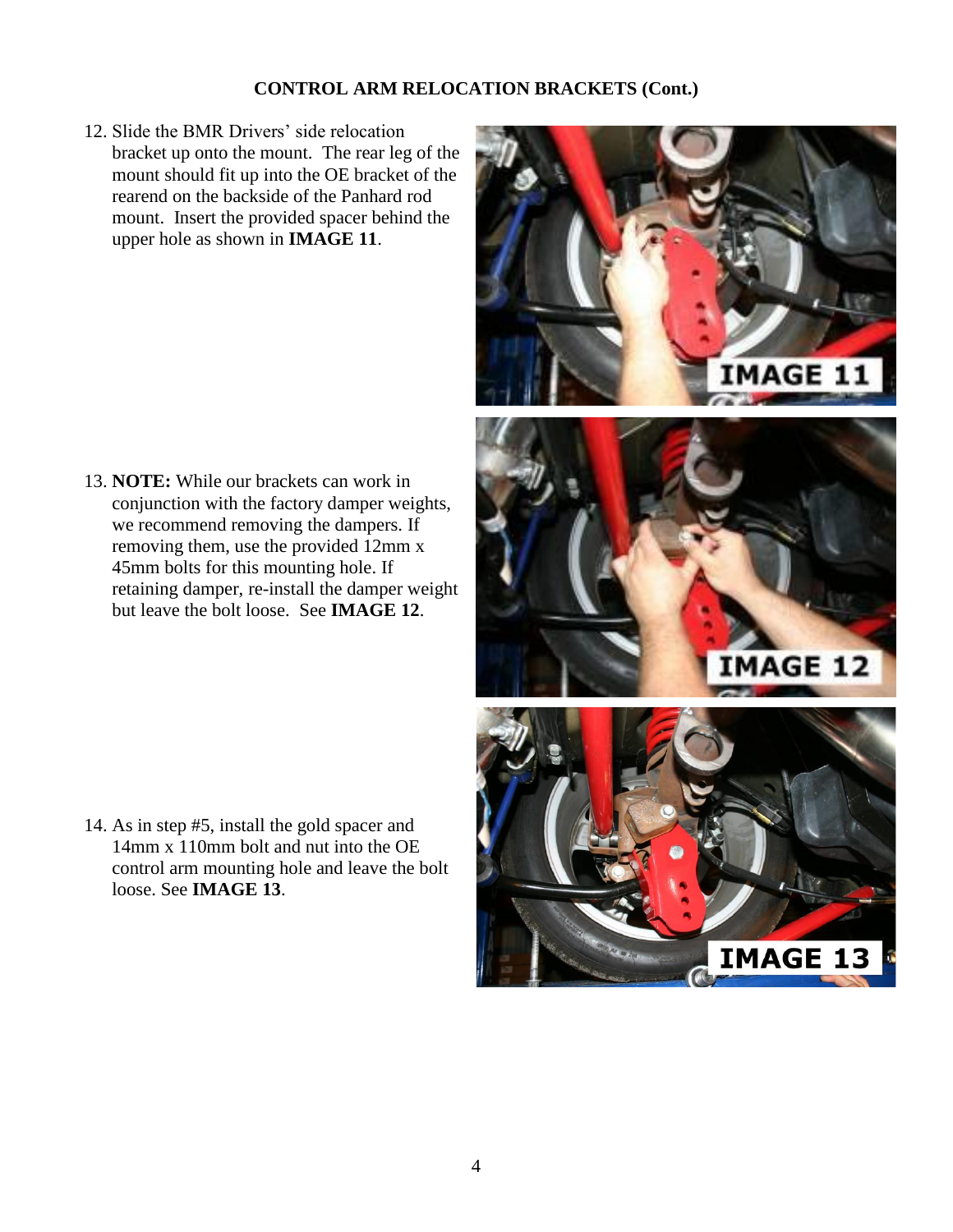## CONTROL ARM RELOCATION BRACKETS (Cont.)

12. Slide the BMR Drivers' side relocation bracket up onto the mount. The rear leg of the mount should fit up into the OE bracket of the rearend on the backside of the Panhard rod mount. Insert the provided spacer behind the upper hole as shown in **IMAGE 11**.

13. **NOTE:** While our brackets can work in conjunction with the factory damper weights, we recommend removing the dampers. If removing them, use the provided 12mm x 45mm bolts for this mounting hole. If retaining damper, re-install the damper weight but leave the bolt loose. See **IMAGE 12**.

14. As in step #5, install the gold spacer and 14mm x 110mm bolt and nut into the OE control arm mounting hole and leave the bolt loose. See **IMAGE 13**.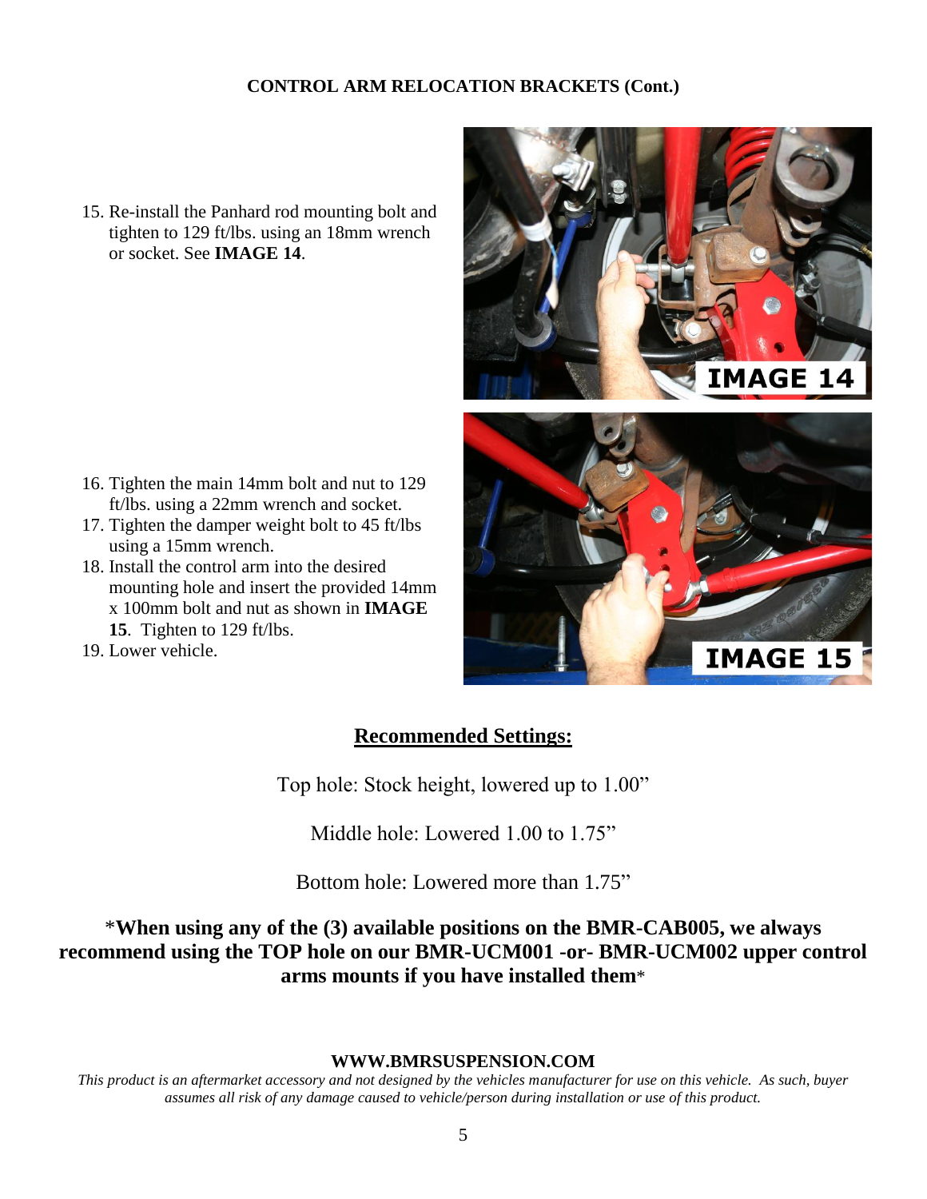## CONTROL ARM RELOCATION BRACKETS (Cont.)

15. Re-install the Panhard rod mounting bolt and tighten to 129 ft/lbs. using an 18mm wrench or socket. See **IMAGE 14**.

16. Tighten the main 14mm bolt and nut to 129 ft/lbs. using a 22mm wrench and socket.
17. Tighten the damper weight bolt to 45 ft/lbs using a 15mm wrench.
18. Install the control arm into the desired mounting hole and insert the provided 14mm x 100mm bolt and nut as shown in **IMAGE 15**. Tighten to 129 ft/lbs.
19. Lower vehicle.

## Recommended Settings:

Top hole: Stock height, lowered up to 1.00"

Middle hole: Lowered 1.00 to 1.75"

Bottom hole: Lowered more than 1.75"

*__When using any of the (3) available positions on the BMR-CAB005, we always recommend using the TOP hole on our BMR-UCM001 -or- BMR-UCM002 upper control arms mounts if you have installed them__*

**WWW.BMRSUSPENSION.COM**

*This product is an aftermarket accessory and not designed by the vehicles manufacturer for use on this vehicle. As such, buyer assumes all risk of any damage caused to vehicle/person during installation or use of this product.*